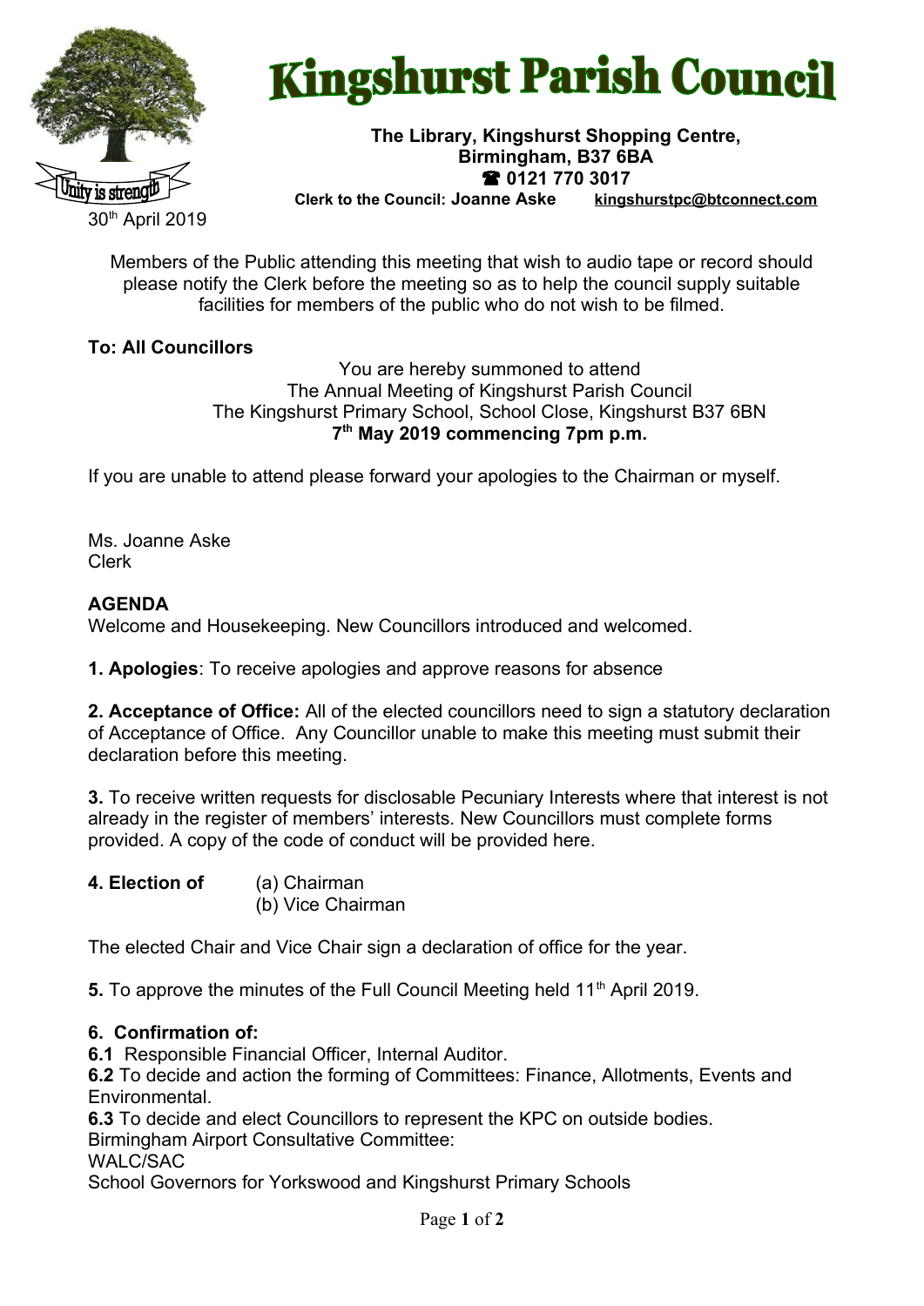# Kingshurst Parish Council

**The Library, Kingshurst Shopping Centre,**
**Birmingham, B37 6BA**
**☎ 0121 770 3017**
**Clerk to the Council: Joanne Aske** **kingshurstpc@btconnect.com**

Unity is strength

30th April 2019

Members of the Public attending this meeting that wish to audio tape or record should please notify the Clerk before the meeting so as to help the council supply suitable facilities for members of the public who do not wish to be filmed.

**To: All Councillors**

You are hereby summoned to attend
The Annual Meeting of Kingshurst Parish Council
The Kingshurst Primary School, School Close, Kingshurst B37 6BN
**7th May 2019 commencing 7pm p.m.**

If you are unable to attend please forward your apologies to the Chairman or myself.

Ms. Joanne Aske
Clerk

**AGENDA**

Welcome and Housekeeping. New Councillors introduced and welcomed.

**1. Apologies**: To receive apologies and approve reasons for absence

**2. Acceptance of Office:** All of the elected councillors need to sign a statutory declaration of Acceptance of Office. Any Councillor unable to make this meeting must submit their declaration before this meeting.

**3.** To receive written requests for disclosable Pecuniary Interests where that interest is not already in the register of members' interests. New Councillors must complete forms provided. A copy of the code of conduct will be provided here.

**4. Election of** (a) Chairman
(b) Vice Chairman

The elected Chair and Vice Chair sign a declaration of office for the year.

**5.** To approve the minutes of the Full Council Meeting held 11th April 2019.

**6. Confirmation of:**

**6.1** Responsible Financial Officer, Internal Auditor.

**6.2** To decide and action the forming of Committees: Finance, Allotments, Events and Environmental.

**6.3** To decide and elect Councillors to represent the KPC on outside bodies.
Birmingham Airport Consultative Committee:
WALC/SAC
School Governors for Yorkswood and Kingshurst Primary Schools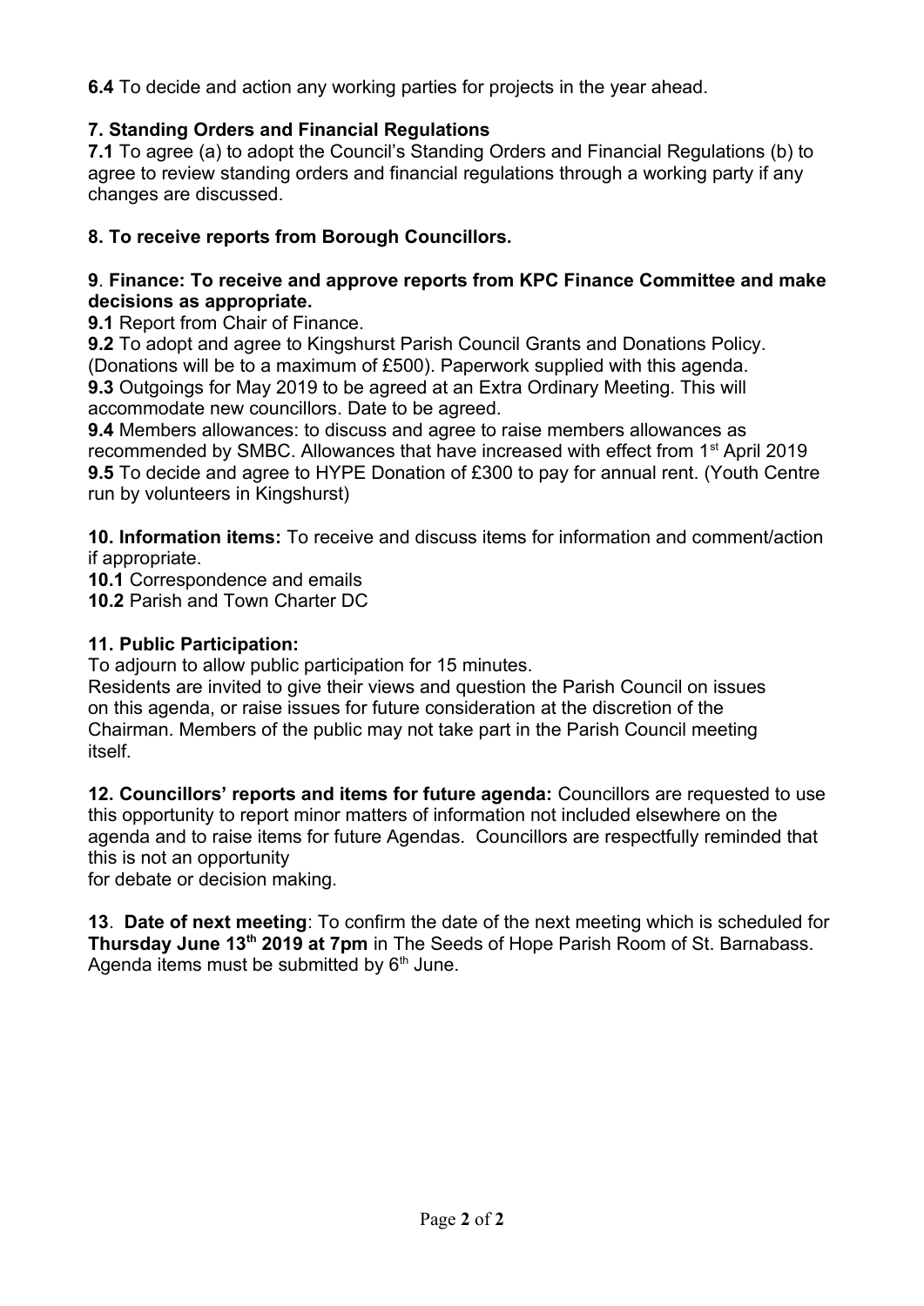**6.4** To decide and action any working parties for projects in the year ahead.

**7. Standing Orders and Financial Regulations**

**7.1** To agree (a) to adopt the Council's Standing Orders and Financial Regulations (b) to agree to review standing orders and financial regulations through a working party if any changes are discussed.

**8. To receive reports from Borough Councillors.**

**9**. **Finance: To receive and approve reports from KPC Finance Committee and make decisions as appropriate.**

**9.1** Report from Chair of Finance.

**9.2** To adopt and agree to Kingshurst Parish Council Grants and Donations Policy. (Donations will be to a maximum of £500). Paperwork supplied with this agenda.

**9.3** Outgoings for May 2019 to be agreed at an Extra Ordinary Meeting. This will accommodate new councillors. Date to be agreed.

**9.4** Members allowances: to discuss and agree to raise members allowances as recommended by SMBC. Allowances that have increased with effect from 1st April 2019

**9.5** To decide and agree to HYPE Donation of £300 to pay for annual rent. (Youth Centre run by volunteers in Kingshurst)

**10. Information items:** To receive and discuss items for information and comment/action if appropriate.

**10.1** Correspondence and emails

**10.2** Parish and Town Charter DC

**11. Public Participation:**

To adjourn to allow public participation for 15 minutes.

Residents are invited to give their views and question the Parish Council on issues on this agenda, or raise issues for future consideration at the discretion of the Chairman. Members of the public may not take part in the Parish Council meeting itself.

**12. Councillors' reports and items for future agenda:** Councillors are requested to use this opportunity to report minor matters of information not included elsewhere on the agenda and to raise items for future Agendas. Councillors are respectfully reminded that this is not an opportunity for debate or decision making.

**13**. **Date of next meeting**: To confirm the date of the next meeting which is scheduled for **Thursday June 13th 2019 at 7pm** in The Seeds of Hope Parish Room of St. Barnabass. Agenda items must be submitted by 6th June.